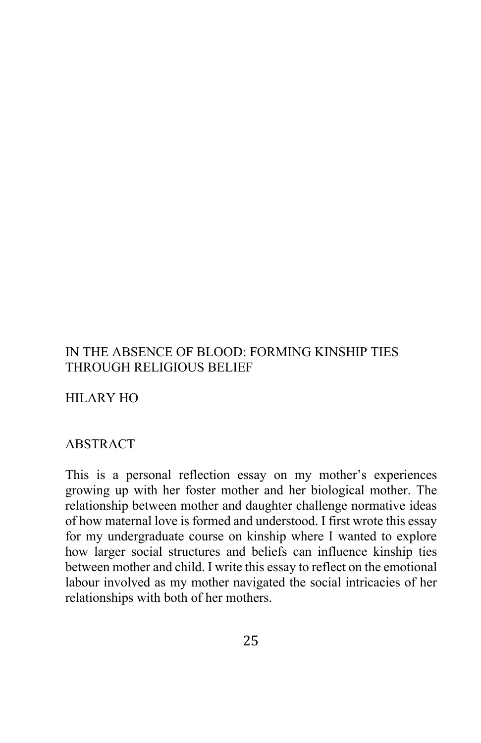# IN THE ABSENCE OF BLOOD: FORMING KINSHIP TIES THROUGH RELIGIOUS BELIEF

HILARY HO

## ABSTRACT

This is a personal reflection essay on my mother's experiences growing up with her foster mother and her biological mother. The relationship between mother and daughter challenge normative ideas of how maternal love is formed and understood. I first wrote this essay for my undergraduate course on kinship where I wanted to explore how larger social structures and beliefs can influence kinship ties between mother and child. I write this essay to reflect on the emotional labour involved as my mother navigated the social intricacies of her relationships with both of her mothers.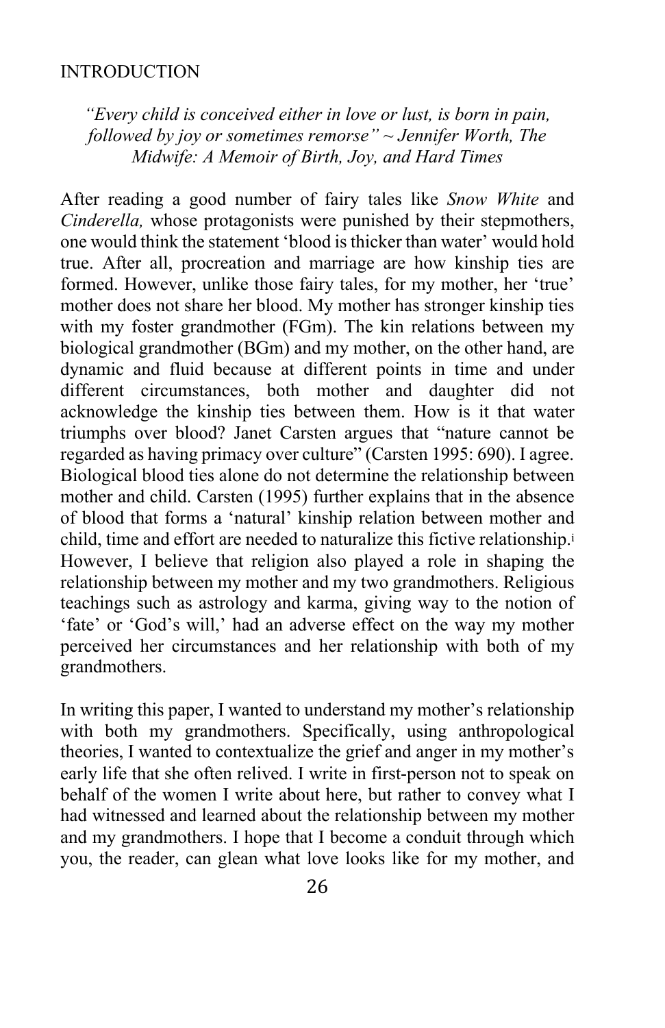## INTRODUCTION

*"Every child is conceived either in love or lust, is born in pain, followed by joy or sometimes remorse" ~ Jennifer Worth, The Midwife: A Memoir of Birth, Joy, and Hard Times*

After reading a good number of fairy tales like *Snow White* and *Cinderella,* whose protagonists were punished by their stepmothers, one would think the statement 'blood is thicker than water' would hold true. After all, procreation and marriage are how kinship ties are formed. However, unlike those fairy tales, for my mother, her 'true' mother does not share her blood. My mother has stronger kinship ties with my foster grandmother (FGm). The kin relations between my biological grandmother (BGm) and my mother, on the other hand, are dynamic and fluid because at different points in time and under different circumstances, both mother and daughter did not acknowledge the kinship ties between them. How is it that water triumphs over blood? Janet Carsten argues that "nature cannot be regarded as having primacy over culture" (Carsten 1995: 690). I agree. Biological blood ties alone do not determine the relationship between mother and child. Carsten (1995) further explains that in the absence of blood that forms a 'natural' kinship relation between mother and child, time and effort are needed to naturalize this fictive relationship.[i] However, I believe that religion also played a role in shaping the relationship between my mother and my two grandmothers. Religious teachings such as astrology and karma, giving way to the notion of 'fate' or 'God's will,' had an adverse effect on the way my mother perceived her circumstances and her relationship with both of my grandmothers.

In writing this paper, I wanted to understand my mother's relationship with both my grandmothers. Specifically, using anthropological theories, I wanted to contextualize the grief and anger in my mother's early life that she often relived. I write in first-person not to speak on behalf of the women I write about here, but rather to convey what I had witnessed and learned about the relationship between my mother and my grandmothers. I hope that I become a conduit through which you, the reader, can glean what love looks like for my mother, and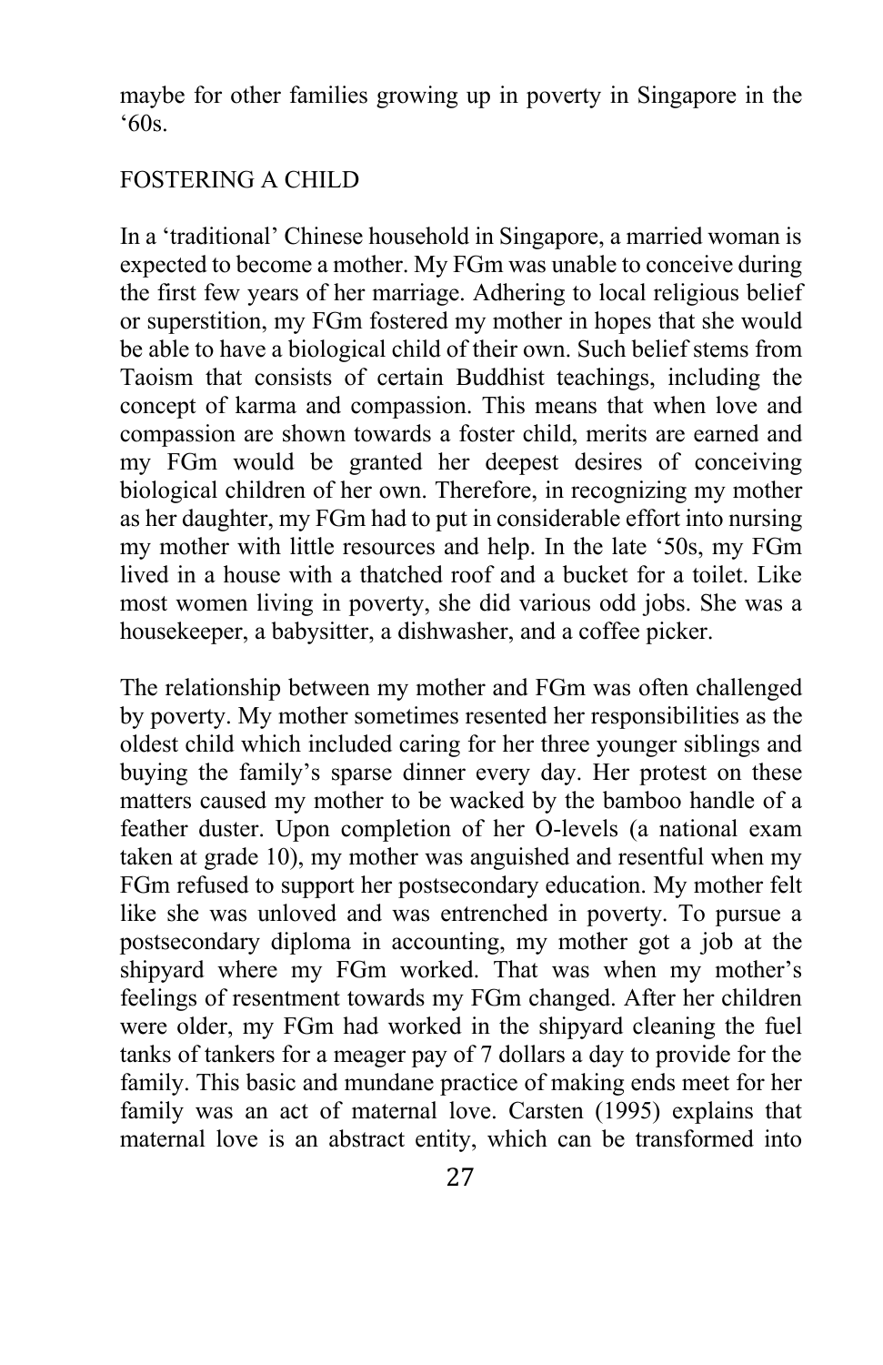maybe for other families growing up in poverty in Singapore in the '60s.

## FOSTERING A CHILD

In a 'traditional' Chinese household in Singapore, a married woman is expected to become a mother. My FGm was unable to conceive during the first few years of her marriage. Adhering to local religious belief or superstition, my FGm fostered my mother in hopes that she would be able to have a biological child of their own. Such belief stems from Taoism that consists of certain Buddhist teachings, including the concept of karma and compassion. This means that when love and compassion are shown towards a foster child, merits are earned and my FGm would be granted her deepest desires of conceiving biological children of her own. Therefore, in recognizing my mother as her daughter, my FGm had to put in considerable effort into nursing my mother with little resources and help. In the late '50s, my FGm lived in a house with a thatched roof and a bucket for a toilet. Like most women living in poverty, she did various odd jobs. She was a housekeeper, a babysitter, a dishwasher, and a coffee picker.

The relationship between my mother and FGm was often challenged by poverty. My mother sometimes resented her responsibilities as the oldest child which included caring for her three younger siblings and buying the family's sparse dinner every day. Her protest on these matters caused my mother to be wacked by the bamboo handle of a feather duster. Upon completion of her O-levels (a national exam taken at grade 10), my mother was anguished and resentful when my FGm refused to support her postsecondary education. My mother felt like she was unloved and was entrenched in poverty. To pursue a postsecondary diploma in accounting, my mother got a job at the shipyard where my FGm worked. That was when my mother's feelings of resentment towards my FGm changed. After her children were older, my FGm had worked in the shipyard cleaning the fuel tanks of tankers for a meager pay of 7 dollars a day to provide for the family. This basic and mundane practice of making ends meet for her family was an act of maternal love. Carsten (1995) explains that maternal love is an abstract entity, which can be transformed into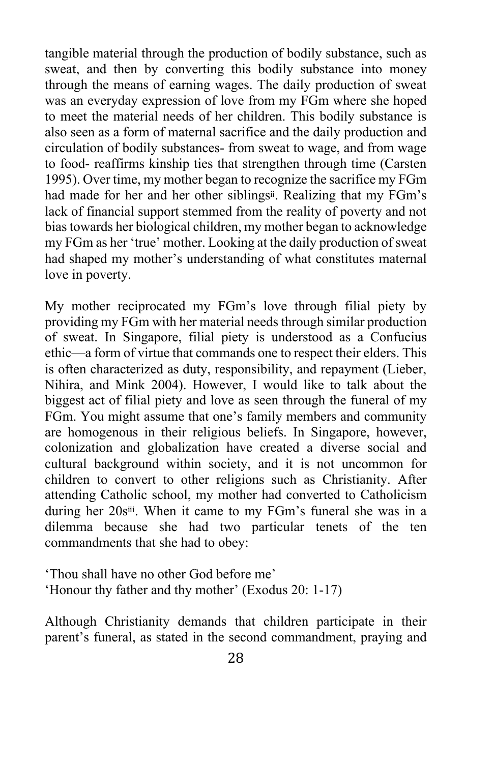tangible material through the production of bodily substance, such as sweat, and then by converting this bodily substance into money through the means of earning wages. The daily production of sweat was an everyday expression of love from my FGm where she hoped to meet the material needs of her children. This bodily substance is also seen as a form of maternal sacrifice and the daily production and circulation of bodily substances- from sweat to wage, and from wage to food- reaffirms kinship ties that strengthen through time (Carsten 1995). Over time, my mother began to recognize the sacrifice my FGm had made for her and her other siblings[ii]. Realizing that my FGm's lack of financial support stemmed from the reality of poverty and not bias towards her biological children, my mother began to acknowledge my FGm as her 'true' mother. Looking at the daily production of sweat had shaped my mother's understanding of what constitutes maternal love in poverty.

My mother reciprocated my FGm's love through filial piety by providing my FGm with her material needs through similar production of sweat. In Singapore, filial piety is understood as a Confucius ethic—a form of virtue that commands one to respect their elders. This is often characterized as duty, responsibility, and repayment (Lieber, Nihira, and Mink 2004). However, I would like to talk about the biggest act of filial piety and love as seen through the funeral of my FGm. You might assume that one's family members and community are homogenous in their religious beliefs. In Singapore, however, colonization and globalization have created a diverse social and cultural background within society, and it is not uncommon for children to convert to other religions such as Christianity. After attending Catholic school, my mother had converted to Catholicism during her 20s[iii]. When it came to my FGm's funeral she was in a dilemma because she had two particular tenets of the ten commandments that she had to obey:

'Thou shall have no other God before me'
'Honour thy father and thy mother' (Exodus 20: 1-17)

Although Christianity demands that children participate in their parent's funeral, as stated in the second commandment, praying and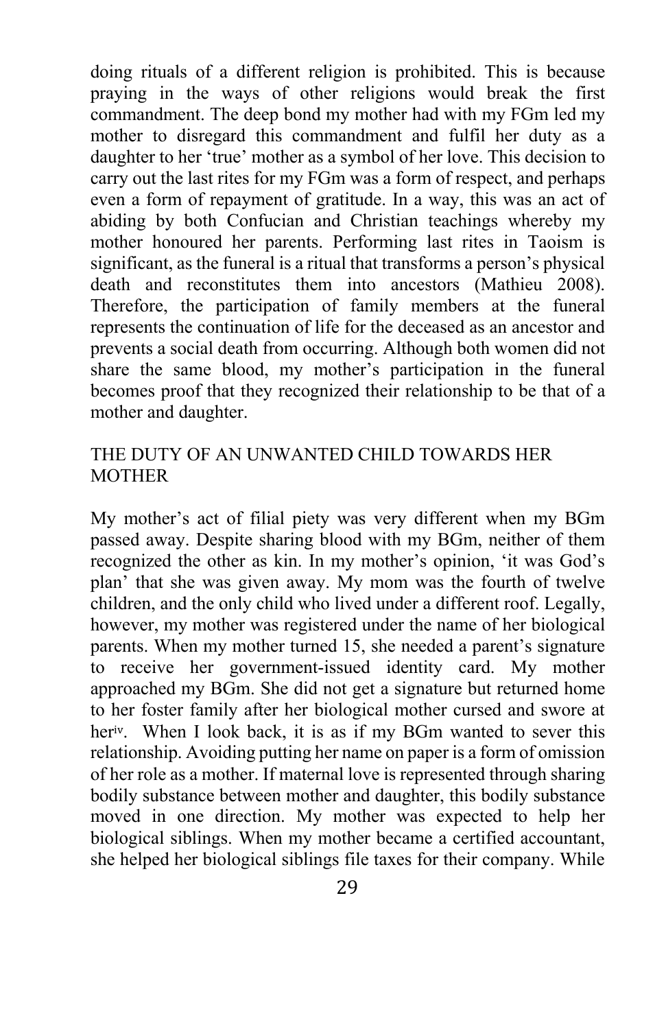doing rituals of a different religion is prohibited. This is because praying in the ways of other religions would break the first commandment. The deep bond my mother had with my FGm led my mother to disregard this commandment and fulfil her duty as a daughter to her 'true' mother as a symbol of her love. This decision to carry out the last rites for my FGm was a form of respect, and perhaps even a form of repayment of gratitude. In a way, this was an act of abiding by both Confucian and Christian teachings whereby my mother honoured her parents. Performing last rites in Taoism is significant, as the funeral is a ritual that transforms a person's physical death and reconstitutes them into ancestors (Mathieu 2008). Therefore, the participation of family members at the funeral represents the continuation of life for the deceased as an ancestor and prevents a social death from occurring. Although both women did not share the same blood, my mother's participation in the funeral becomes proof that they recognized their relationship to be that of a mother and daughter.

## THE DUTY OF AN UNWANTED CHILD TOWARDS HER MOTHER

My mother's act of filial piety was very different when my BGm passed away. Despite sharing blood with my BGm, neither of them recognized the other as kin. In my mother's opinion, 'it was God's plan' that she was given away. My mom was the fourth of twelve children, and the only child who lived under a different roof. Legally, however, my mother was registered under the name of her biological parents. When my mother turned 15, she needed a parent's signature to receive her government-issued identity card. My mother approached my BGm. She did not get a signature but returned home to her foster family after her biological mother cursed and swore at her[iv]. When I look back, it is as if my BGm wanted to sever this relationship. Avoiding putting her name on paper is a form of omission of her role as a mother. If maternal love is represented through sharing bodily substance between mother and daughter, this bodily substance moved in one direction. My mother was expected to help her biological siblings. When my mother became a certified accountant, she helped her biological siblings file taxes for their company. While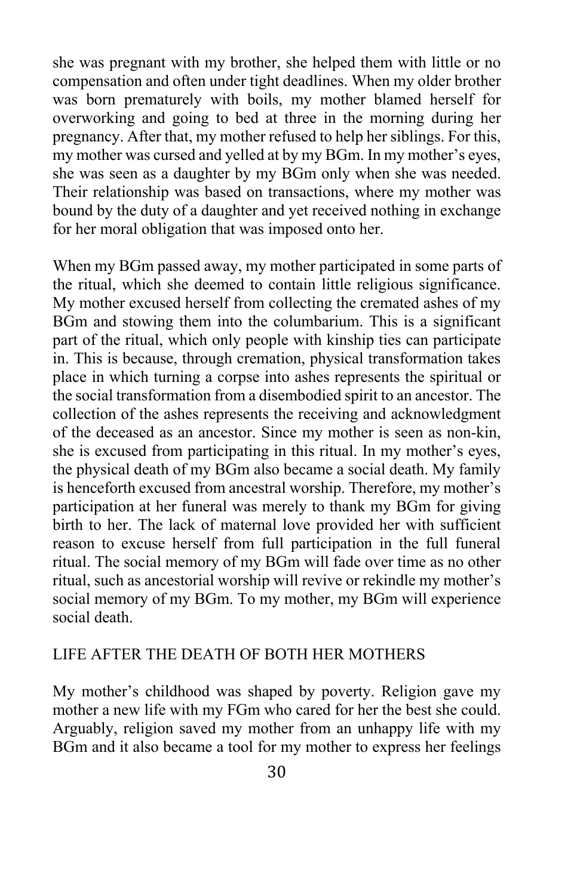she was pregnant with my brother, she helped them with little or no compensation and often under tight deadlines. When my older brother was born prematurely with boils, my mother blamed herself for overworking and going to bed at three in the morning during her pregnancy. After that, my mother refused to help her siblings. For this, my mother was cursed and yelled at by my BGm. In my mother's eyes, she was seen as a daughter by my BGm only when she was needed. Their relationship was based on transactions, where my mother was bound by the duty of a daughter and yet received nothing in exchange for her moral obligation that was imposed onto her.

When my BGm passed away, my mother participated in some parts of the ritual, which she deemed to contain little religious significance. My mother excused herself from collecting the cremated ashes of my BGm and stowing them into the columbarium. This is a significant part of the ritual, which only people with kinship ties can participate in. This is because, through cremation, physical transformation takes place in which turning a corpse into ashes represents the spiritual or the social transformation from a disembodied spirit to an ancestor. The collection of the ashes represents the receiving and acknowledgment of the deceased as an ancestor. Since my mother is seen as non-kin, she is excused from participating in this ritual. In my mother's eyes, the physical death of my BGm also became a social death. My family is henceforth excused from ancestral worship. Therefore, my mother's participation at her funeral was merely to thank my BGm for giving birth to her. The lack of maternal love provided her with sufficient reason to excuse herself from full participation in the full funeral ritual. The social memory of my BGm will fade over time as no other ritual, such as ancestorial worship will revive or rekindle my mother's social memory of my BGm. To my mother, my BGm will experience social death.

## LIFE AFTER THE DEATH OF BOTH HER MOTHERS

My mother's childhood was shaped by poverty. Religion gave my mother a new life with my FGm who cared for her the best she could. Arguably, religion saved my mother from an unhappy life with my BGm and it also became a tool for my mother to express her feelings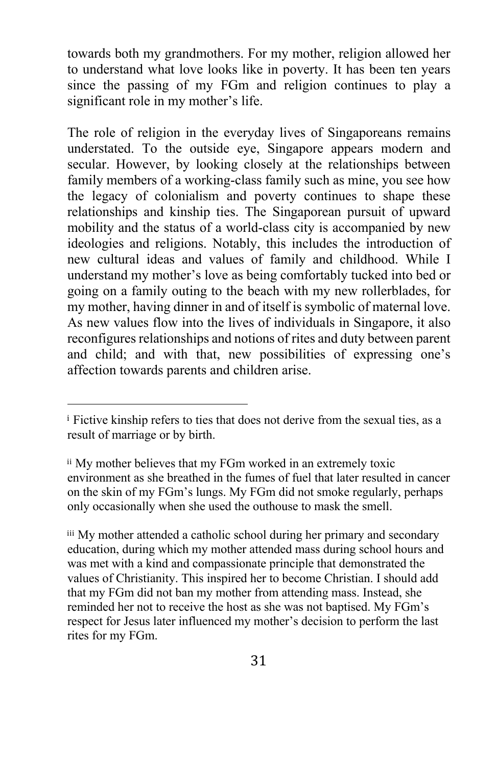towards both my grandmothers. For my mother, religion allowed her to understand what love looks like in poverty. It has been ten years since the passing of my FGm and religion continues to play a significant role in my mother's life.

The role of religion in the everyday lives of Singaporeans remains understated. To the outside eye, Singapore appears modern and secular. However, by looking closely at the relationships between family members of a working-class family such as mine, you see how the legacy of colonialism and poverty continues to shape these relationships and kinship ties. The Singaporean pursuit of upward mobility and the status of a world-class city is accompanied by new ideologies and religions. Notably, this includes the introduction of new cultural ideas and values of family and childhood. While I understand my mother's love as being comfortably tucked into bed or going on a family outing to the beach with my new rollerblades, for my mother, having dinner in and of itself is symbolic of maternal love. As new values flow into the lives of individuals in Singapore, it also reconfigures relationships and notions of rites and duty between parent and child; and with that, new possibilities of expressing one's affection towards parents and children arise.

---

[i] Fictive kinship refers to ties that does not derive from the sexual ties, as a result of marriage or by birth.

[ii] My mother believes that my FGm worked in an extremely toxic environment as she breathed in the fumes of fuel that later resulted in cancer on the skin of my FGm's lungs. My FGm did not smoke regularly, perhaps only occasionally when she used the outhouse to mask the smell.

[iii] My mother attended a catholic school during her primary and secondary education, during which my mother attended mass during school hours and was met with a kind and compassionate principle that demonstrated the values of Christianity. This inspired her to become Christian. I should add that my FGm did not ban my mother from attending mass. Instead, she reminded her not to receive the host as she was not baptised. My FGm's respect for Jesus later influenced my mother's decision to perform the last rites for my FGm.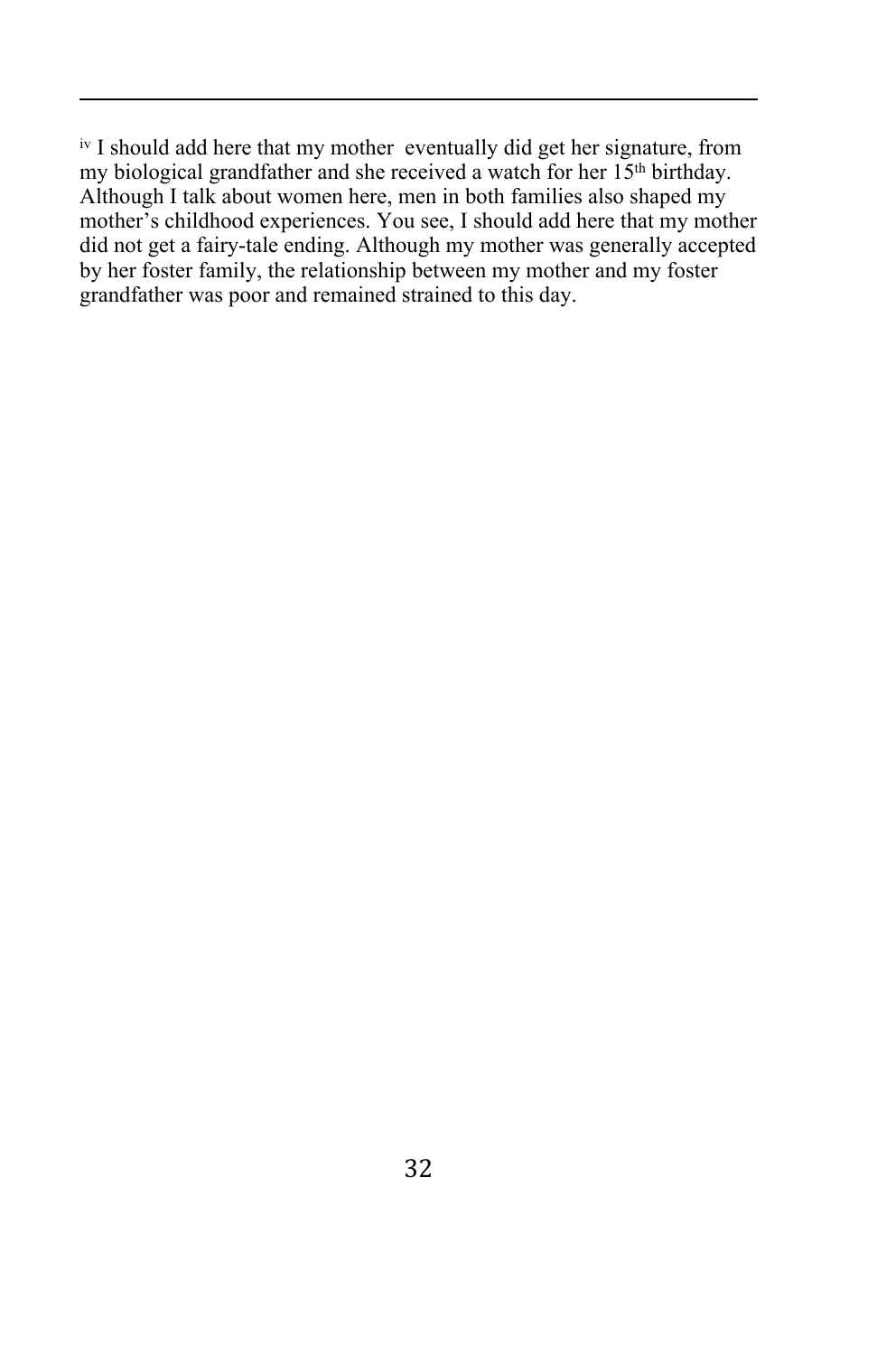[iv] I should add here that my mother eventually did get her signature, from my biological grandfather and she received a watch for her 15th birthday. Although I talk about women here, men in both families also shaped my mother's childhood experiences. You see, I should add here that my mother did not get a fairy-tale ending. Although my mother was generally accepted by her foster family, the relationship between my mother and my foster grandfather was poor and remained strained to this day.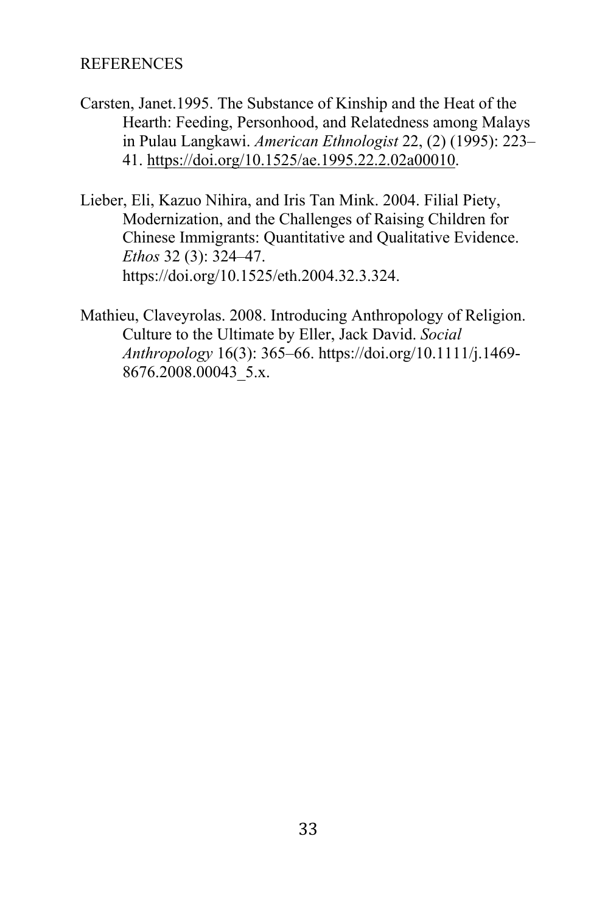REFERENCES

Carsten, Janet.1995. The Substance of Kinship and the Heat of the Hearth: Feeding, Personhood, and Relatedness among Malays in Pulau Langkawi. *American Ethnologist* 22, (2) (1995): 223–41. https://doi.org/10.1525/ae.1995.22.2.02a00010.

Lieber, Eli, Kazuo Nihira, and Iris Tan Mink. 2004. Filial Piety, Modernization, and the Challenges of Raising Children for Chinese Immigrants: Quantitative and Qualitative Evidence. *Ethos* 32 (3): 324–47. https://doi.org/10.1525/eth.2004.32.3.324.

Mathieu, Claveyrolas. 2008. Introducing Anthropology of Religion. Culture to the Ultimate by Eller, Jack David. *Social Anthropology* 16(3): 365–66. https://doi.org/10.1111/j.1469-8676.2008.00043_5.x.